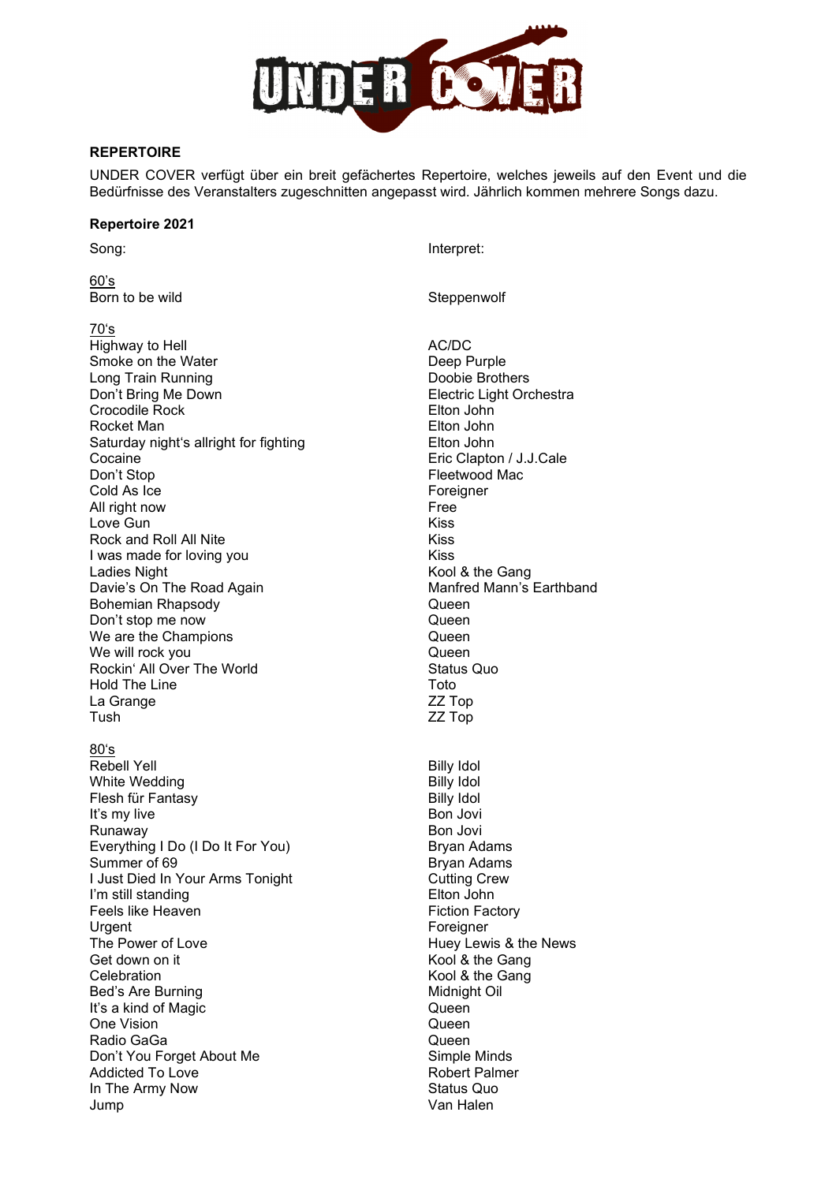**REPERTOIRE**

UNDER COVER verfügt über ein breit gefächertes Repertoire, welches jeweils auf den Event und die Bedürfnisse des Veranstalters zugeschnitten angepasst wird. Jährlich kommen mehrere Songs dazu.

**Repertoire 2021**

| Song: | Interpret: |
|---|---|
| <u>60's</u> | |
| Born to be wild | Steppenwolf |
| | |
| <u>70's</u> | |
| Highway to Hell | AC/DC |
| Smoke on the Water | Deep Purple |
| Long Train Running | Doobie Brothers |
| Don't Bring Me Down | Electric Light Orchestra |
| Crocodile Rock | Elton John |
| Rocket Man | Elton John |
| Saturday night's allright for fighting | Elton John |
| Cocaine | Eric Clapton / J.J.Cale |
| Don't Stop | Fleetwood Mac |
| Cold As Ice | Foreigner |
| All right now | Free |
| Love Gun | Kiss |
| Rock and Roll All Nite | Kiss |
| I was made for loving you | Kiss |
| Ladies Night | Kool & the Gang |
| Davie's On The Road Again | Manfred Mann's Earthband |
| Bohemian Rhapsody | Queen |
| Don't stop me now | Queen |
| We are the Champions | Queen |
| We will rock you | Queen |
| Rockin' All Over The World | Status Quo |
| Hold The Line | Toto |
| La Grange | ZZ Top |
| Tush | ZZ Top |
| | |
| <u>80's</u> | |
| Rebell Yell | Billy Idol |
| White Wedding | Billy Idol |
| Flesh für Fantasy | Billy Idol |
| It's my live | Bon Jovi |
| Runaway | Bon Jovi |
| Everything I Do (I Do It For You) | Bryan Adams |
| Summer of 69 | Bryan Adams |
| I Just Died In Your Arms Tonight | Cutting Crew |
| I'm still standing | Elton John |
| Feels like Heaven | Fiction Factory |
| Urgent | Foreigner |
| The Power of Love | Huey Lewis & the News |
| Get down on it | Kool & the Gang |
| Celebration | Kool & the Gang |
| Bed's Are Burning | Midnight Oil |
| It's a kind of Magic | Queen |
| One Vision | Queen |
| Radio GaGa | Queen |
| Don't You Forget About Me | Simple Minds |
| Addicted To Love | Robert Palmer |
| In The Army Now | Status Quo |
| Jump | Van Halen |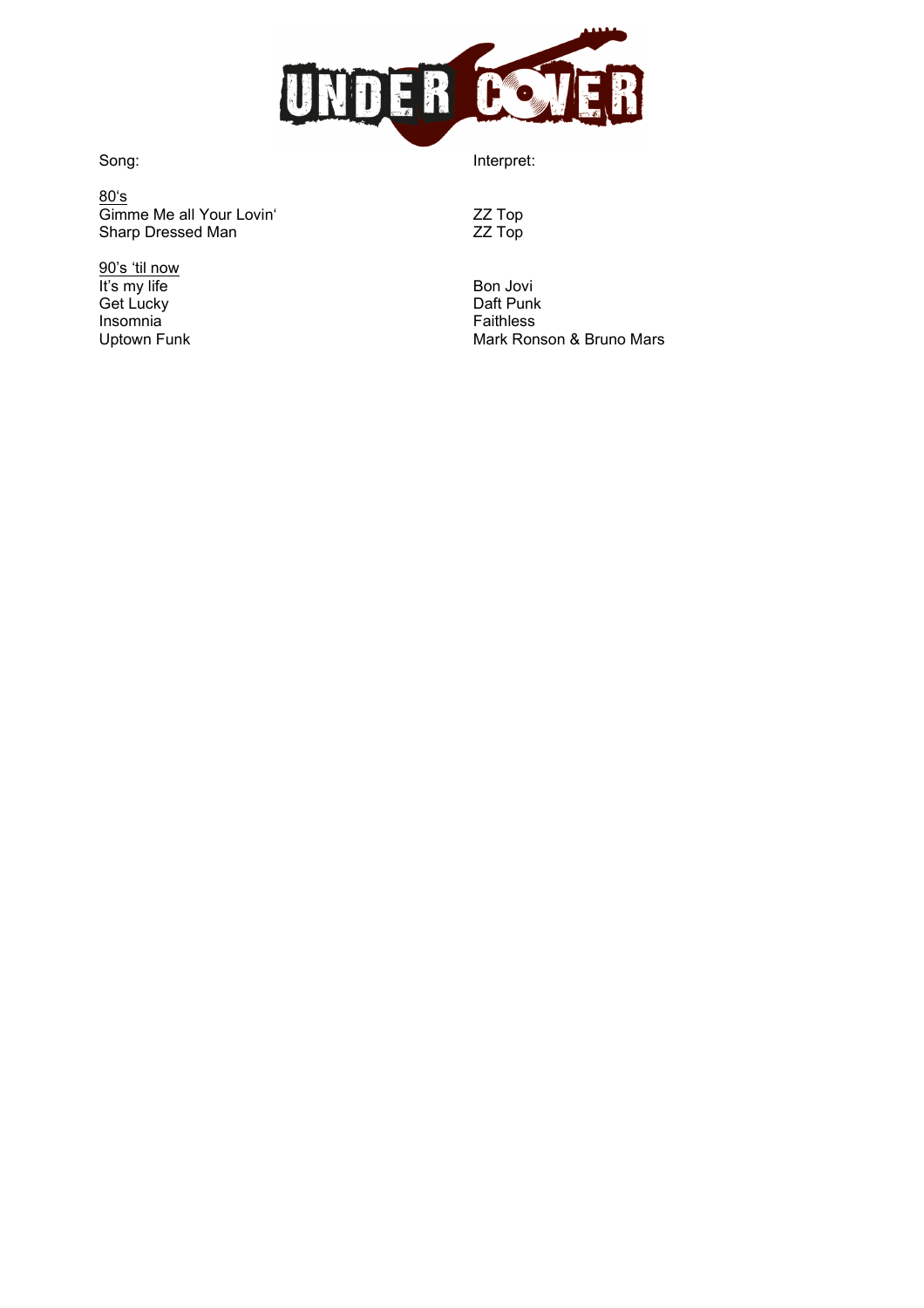| Song: | Interpret: |
| --- | --- |
| <u>80‘s</u> | |
| Gimme Me all Your Lovin‘ | ZZ Top |
| Sharp Dressed Man | ZZ Top |
| <u>90’s ‘til now</u> | |
| It’s my life | Bon Jovi |
| Get Lucky | Daft Punk |
| Insomnia | Faithless |
| Uptown Funk | Mark Ronson & Bruno Mars |